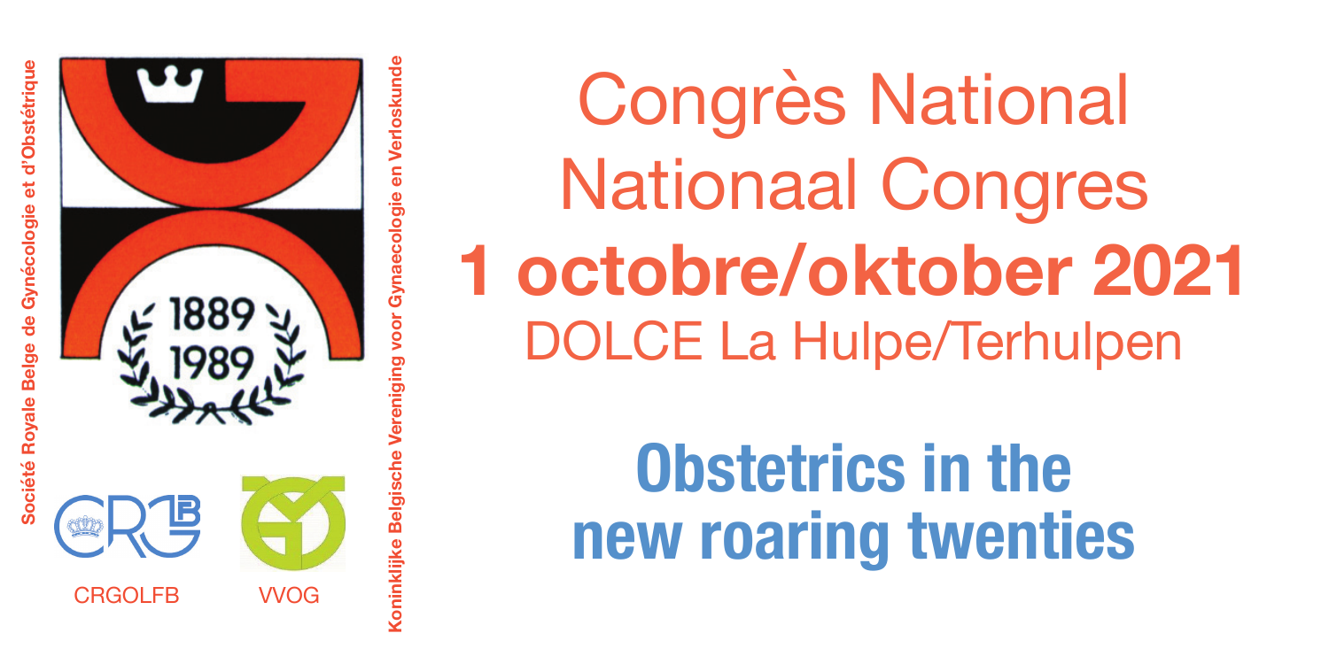Société Royale Belge de Gynécologie et d'Obstétrique

1889
1989

CRGOLFB

VVOG

Koninklijke Belgische Vereniging voor Gynaecologie en Verloskunde

# Congrès National
# Nationaal Congres

# 1 octobre/oktober 2021

DOLCE La Hulpe/Terhulpen

## Obstetrics in the new roaring twenties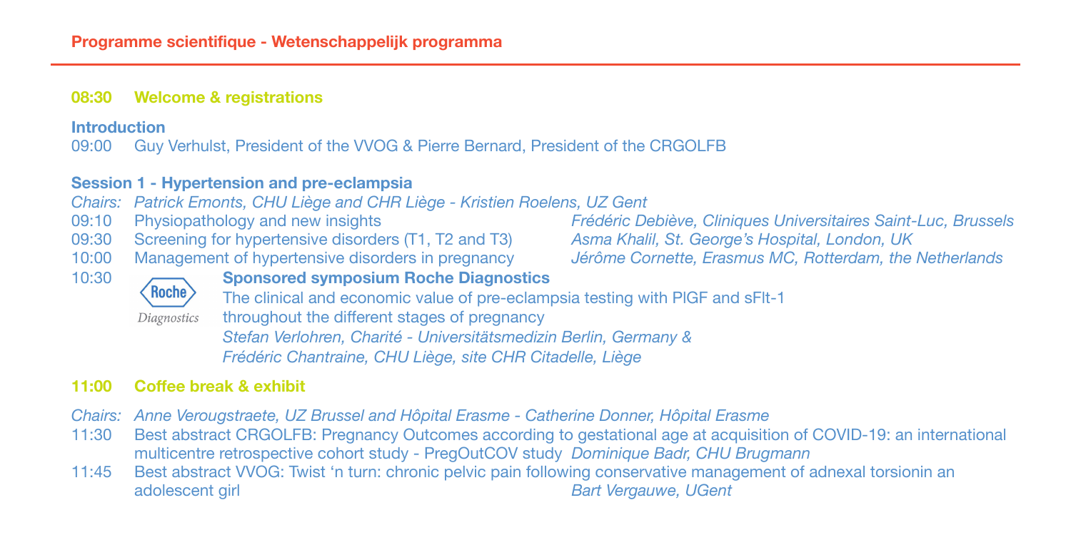## Programme scientifique - Wetenschappelijk programma

### 08:30 Welcome & registrations

**Introduction**

09:00 Guy Verhulst, President of the VVOG & Pierre Bernard, President of the CRGOLFB

### Session 1 - Hypertension and pre-eclampsia

*Chairs: Patrick Emonts, CHU Liège and CHR Liège - Kristien Roelens, UZ Gent*

09:10 Physiopathology and new insights — *Frédéric Debiève, Cliniques Universitaires Saint-Luc, Brussels*

09:30 Screening for hypertensive disorders (T1, T2 and T3) — *Asma Khalil, St. George's Hospital, London, UK*

10:00 Management of hypertensive disorders in pregnancy — *Jérôme Cornette, Erasmus MC, Rotterdam, the Netherlands*

10:30 **Sponsored symposium Roche Diagnostics**

Roche Diagnostics

The clinical and economic value of pre-eclampsia testing with PlGF and sFlt-1 throughout the different stages of pregnancy

*Stefan Verlohren, Charité - Universitätsmedizin Berlin, Germany &*
*Frédéric Chantraine, CHU Liège, site CHR Citadelle, Liège*

### 11:00 Coffee break & exhibit

*Chairs: Anne Verougstraete, UZ Brussel and Hôpital Erasme - Catherine Donner, Hôpital Erasme*

11:30 Best abstract CRGOLFB: Pregnancy Outcomes according to gestational age at acquisition of COVID-19: an international multicentre retrospective cohort study - PregOutCOV study *Dominique Badr, CHU Brugmann*

11:45 Best abstract VVOG: Twist 'n turn: chronic pelvic pain following conservative management of adnexal torsionin an adolescent girl *Bart Vergauwe, UGent*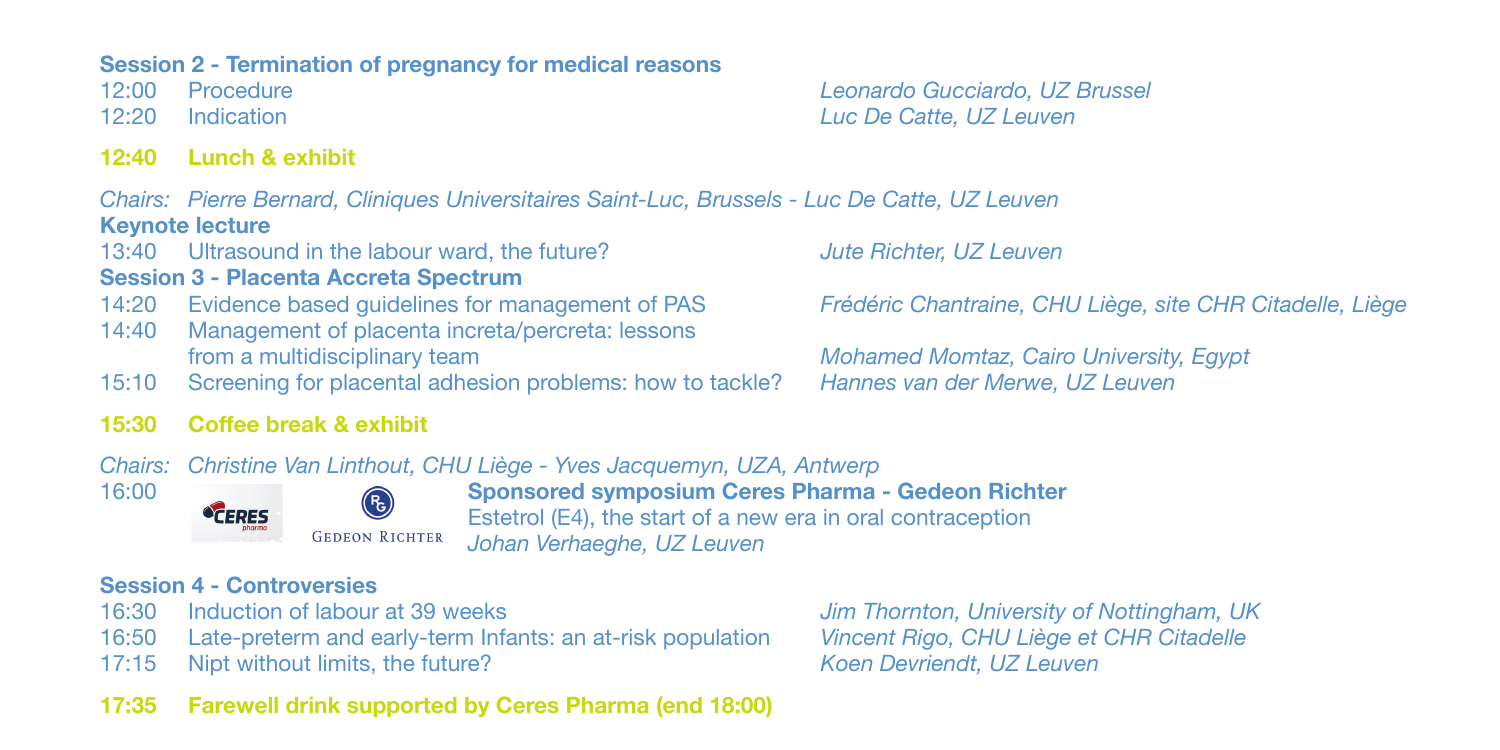### Session 2 - Termination of pregnancy for medical reasons

| | | |
|---|---|---|
| 12:00 | Procedure | *Leonardo Gucciardo, UZ Brussel* |
| 12:20 | Indication | *Luc De Catte, UZ Leuven* |

**12:40 Lunch & exhibit**

*Chairs: Pierre Bernard, Cliniques Universitaires Saint-Luc, Brussels - Luc De Catte, UZ Leuven*

### Keynote lecture

| | | |
|---|---|---|
| 13:40 | Ultrasound in the labour ward, the future? | *Jute Richter, UZ Leuven* |

### Session 3 - Placenta Accreta Spectrum

| | | |
|---|---|---|
| 14:20 | Evidence based guidelines for management of PAS | *Frédéric Chantraine, CHU Liège, site CHR Citadelle, Liège* |
| 14:40 | Management of placenta increta/percreta: lessons from a multidisciplinary team | *Mohamed Momtaz, Cairo University, Egypt* |
| 15:10 | Screening for placental adhesion problems: how to tackle? | *Hannes van der Merwe, UZ Leuven* |

**15:30 Coffee break & exhibit**

*Chairs: Christine Van Linthout, CHU Liège - Yves Jacquemyn, UZA, Antwerp*

16:00 CERES pharma GEDEON RICHTER **Sponsored symposium Ceres Pharma - Gedeon Richter**
Estetrol (E4), the start of a new era in oral contraception
*Johan Verhaeghe, UZ Leuven*

### Session 4 - Controversies

| | | |
|---|---|---|
| 16:30 | Induction of labour at 39 weeks | *Jim Thornton, University of Nottingham, UK* |
| 16:50 | Late-preterm and early-term Infants: an at-risk population | *Vincent Rigo, CHU Liège et CHR Citadelle* |
| 17:15 | Nipt without limits, the future? | *Koen Devriendt, UZ Leuven* |

**17:35 Farewell drink supported by Ceres Pharma (end 18:00)**